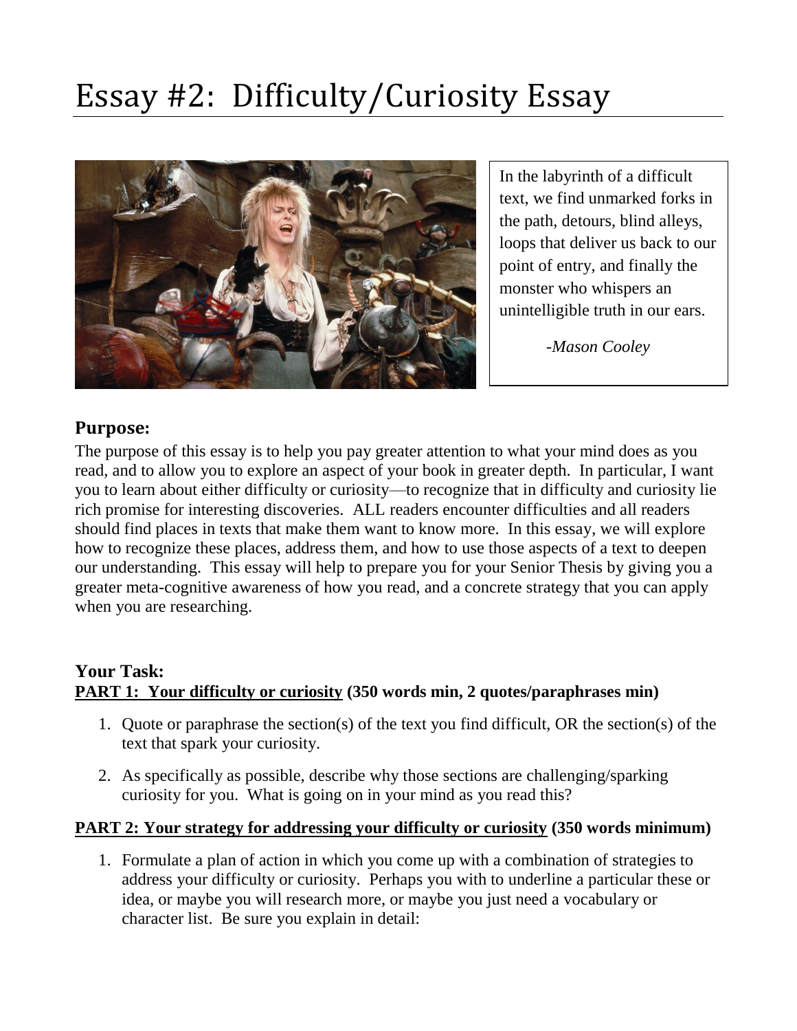# Essay #2: Difficulty/Curiosity Essay

> In the labyrinth of a difficult text, we find unmarked forks in the path, detours, blind alleys, loops that deliver us back to our point of entry, and finally the monster who whispers an unintelligible truth in our ears.
>
> *-Mason Cooley*

## Purpose:

The purpose of this essay is to help you pay greater attention to what your mind does as you read, and to allow you to explore an aspect of your book in greater depth. In particular, I want you to learn about either difficulty or curiosity—to recognize that in difficulty and curiosity lie rich promise for interesting discoveries. ALL readers encounter difficulties and all readers should find places in texts that make them want to know more. In this essay, we will explore how to recognize these places, address them, and how to use those aspects of a text to deepen our understanding. This essay will help to prepare you for your Senior Thesis by giving you a greater meta-cognitive awareness of how you read, and a concrete strategy that you can apply when you are researching.

## Your Task:

### <u>PART 1: Your difficulty or curiosity</u> (350 words min, 2 quotes/paraphrases min)

1. Quote or paraphrase the section(s) of the text you find difficult, OR the section(s) of the text that spark your curiosity.
2. As specifically as possible, describe why those sections are challenging/sparking curiosity for you. What is going on in your mind as you read this?

### <u>PART 2: Your strategy for addressing your difficulty or curiosity</u> (350 words minimum)

1. Formulate a plan of action in which you come up with a combination of strategies to address your difficulty or curiosity. Perhaps you with to underline a particular these or idea, or maybe you will research more, or maybe you just need a vocabulary or character list. Be sure you explain in detail: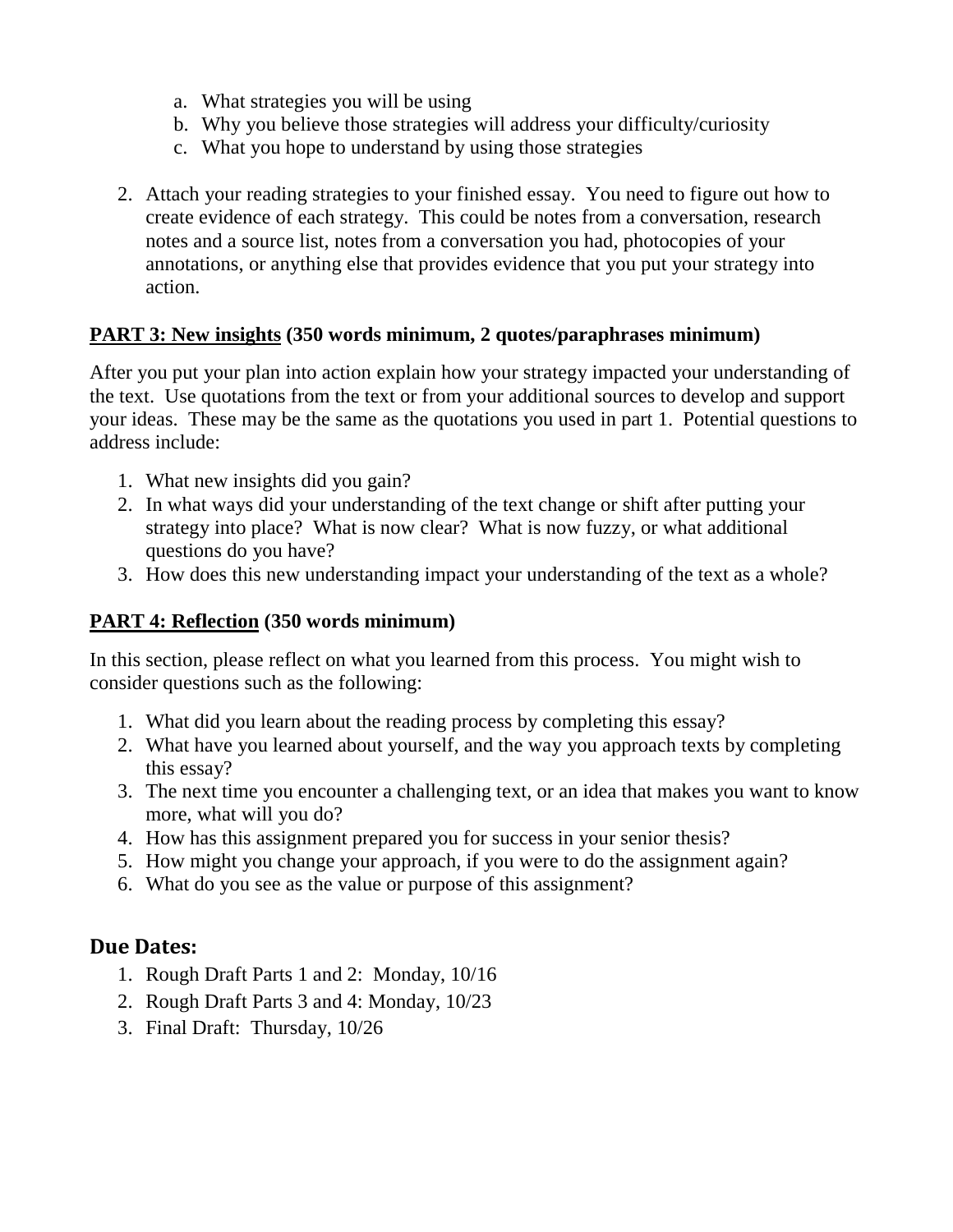a. What strategies you will be using
   b. Why you believe those strategies will address your difficulty/curiosity
   c. What you hope to understand by using those strategies

2. Attach your reading strategies to your finished essay. You need to figure out how to create evidence of each strategy. This could be notes from a conversation, research notes and a source list, notes from a conversation you had, photocopies of your annotations, or anything else that provides evidence that you put your strategy into action.

**<u>PART 3: New insights</u> (350 words minimum, 2 quotes/paraphrases minimum)**

After you put your plan into action explain how your strategy impacted your understanding of the text. Use quotations from the text or from your additional sources to develop and support your ideas. These may be the same as the quotations you used in part 1. Potential questions to address include:

1. What new insights did you gain?
2. In what ways did your understanding of the text change or shift after putting your strategy into place? What is now clear? What is now fuzzy, or what additional questions do you have?
3. How does this new understanding impact your understanding of the text as a whole?

**<u>PART 4: Reflection</u> (350 words minimum)**

In this section, please reflect on what you learned from this process. You might wish to consider questions such as the following:

1. What did you learn about the reading process by completing this essay?
2. What have you learned about yourself, and the way you approach texts by completing this essay?
3. The next time you encounter a challenging text, or an idea that makes you want to know more, what will you do?
4. How has this assignment prepared you for success in your senior thesis?
5. How might you change your approach, if you were to do the assignment again?
6. What do you see as the value or purpose of this assignment?

## Due Dates:

1. Rough Draft Parts 1 and 2: Monday, 10/16
2. Rough Draft Parts 3 and 4: Monday, 10/23
3. Final Draft: Thursday, 10/26